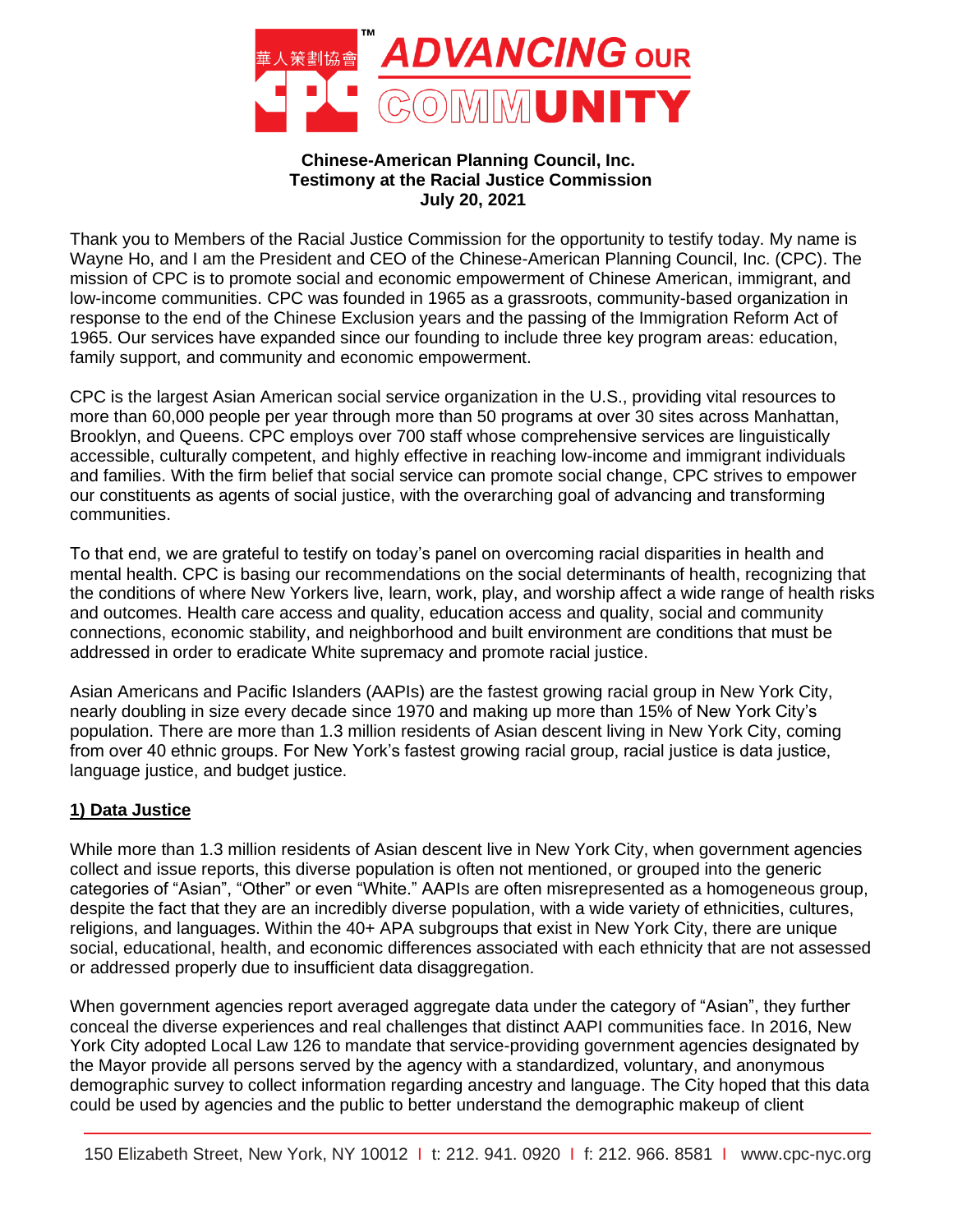**Chinese-American Planning Council, Inc.**
**Testimony at the Racial Justice Commission**
**July 20, 2021**

Thank you to Members of the Racial Justice Commission for the opportunity to testify today. My name is Wayne Ho, and I am the President and CEO of the Chinese-American Planning Council, Inc. (CPC). The mission of CPC is to promote social and economic empowerment of Chinese American, immigrant, and low-income communities. CPC was founded in 1965 as a grassroots, community-based organization in response to the end of the Chinese Exclusion years and the passing of the Immigration Reform Act of 1965. Our services have expanded since our founding to include three key program areas: education, family support, and community and economic empowerment.

CPC is the largest Asian American social service organization in the U.S., providing vital resources to more than 60,000 people per year through more than 50 programs at over 30 sites across Manhattan, Brooklyn, and Queens. CPC employs over 700 staff whose comprehensive services are linguistically accessible, culturally competent, and highly effective in reaching low-income and immigrant individuals and families. With the firm belief that social service can promote social change, CPC strives to empower our constituents as agents of social justice, with the overarching goal of advancing and transforming communities.

To that end, we are grateful to testify on today's panel on overcoming racial disparities in health and mental health. CPC is basing our recommendations on the social determinants of health, recognizing that the conditions of where New Yorkers live, learn, work, play, and worship affect a wide range of health risks and outcomes. Health care access and quality, education access and quality, social and community connections, economic stability, and neighborhood and built environment are conditions that must be addressed in order to eradicate White supremacy and promote racial justice.

Asian Americans and Pacific Islanders (AAPIs) are the fastest growing racial group in New York City, nearly doubling in size every decade since 1970 and making up more than 15% of New York City's population. There are more than 1.3 million residents of Asian descent living in New York City, coming from over 40 ethnic groups. For New York's fastest growing racial group, racial justice is data justice, language justice, and budget justice.

## 1) Data Justice

While more than 1.3 million residents of Asian descent live in New York City, when government agencies collect and issue reports, this diverse population is often not mentioned, or grouped into the generic categories of "Asian", "Other" or even "White." AAPIs are often misrepresented as a homogeneous group, despite the fact that they are an incredibly diverse population, with a wide variety of ethnicities, cultures, religions, and languages. Within the 40+ APA subgroups that exist in New York City, there are unique social, educational, health, and economic differences associated with each ethnicity that are not assessed or addressed properly due to insufficient data disaggregation.

When government agencies report averaged aggregate data under the category of "Asian", they further conceal the diverse experiences and real challenges that distinct AAPI communities face. In 2016, New York City adopted Local Law 126 to mandate that service-providing government agencies designated by the Mayor provide all persons served by the agency with a standardized, voluntary, and anonymous demographic survey to collect information regarding ancestry and language. The City hoped that this data could be used by agencies and the public to better understand the demographic makeup of client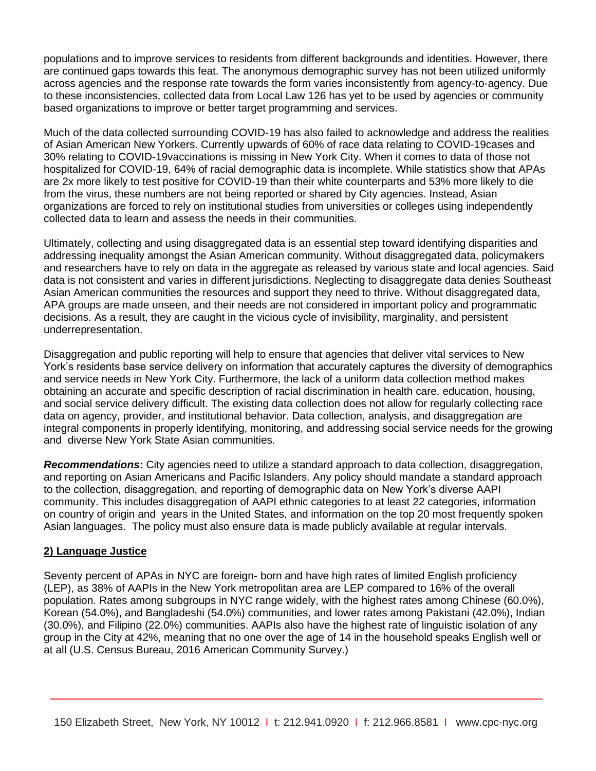populations and to improve services to residents from different backgrounds and identities. However, there are continued gaps towards this feat. The anonymous demographic survey has not been utilized uniformly across agencies and the response rate towards the form varies inconsistently from agency-to-agency. Due to these inconsistencies, collected data from Local Law 126 has yet to be used by agencies or community based organizations to improve or better target programming and services.

Much of the data collected surrounding COVID-19 has also failed to acknowledge and address the realities of Asian American New Yorkers. Currently upwards of 60% of race data relating to COVID-19cases and 30% relating to COVID-19vaccinations is missing in New York City. When it comes to data of those not hospitalized for COVID-19, 64% of racial demographic data is incomplete. While statistics show that APAs are 2x more likely to test positive for COVID-19 than their white counterparts and 53% more likely to die from the virus, these numbers are not being reported or shared by City agencies. Instead, Asian organizations are forced to rely on institutional studies from universities or colleges using independently collected data to learn and assess the needs in their communities.

Ultimately, collecting and using disaggregated data is an essential step toward identifying disparities and addressing inequality amongst the Asian American community. Without disaggregated data, policymakers and researchers have to rely on data in the aggregate as released by various state and local agencies. Said data is not consistent and varies in different jurisdictions. Neglecting to disaggregate data denies Southeast Asian American communities the resources and support they need to thrive. Without disaggregated data, APA groups are made unseen, and their needs are not considered in important policy and programmatic decisions. As a result, they are caught in the vicious cycle of invisibility, marginality, and persistent underrepresentation.

Disaggregation and public reporting will help to ensure that agencies that deliver vital services to New York's residents base service delivery on information that accurately captures the diversity of demographics and service needs in New York City. Furthermore, the lack of a uniform data collection method makes obtaining an accurate and specific description of racial discrimination in health care, education, housing, and social service delivery difficult. The existing data collection does not allow for regularly collecting race data on agency, provider, and institutional behavior. Data collection, analysis, and disaggregation are integral components in properly identifying, monitoring, and addressing social service needs for the growing and diverse New York State Asian communities.

***Recommendations*****:** City agencies need to utilize a standard approach to data collection, disaggregation, and reporting on Asian Americans and Pacific Islanders. Any policy should mandate a standard approach to the collection, disaggregation, and reporting of demographic data on New York's diverse AAPI community. This includes disaggregation of AAPI ethnic categories to at least 22 categories, information on country of origin and years in the United States, and information on the top 20 most frequently spoken Asian languages. The policy must also ensure data is made publicly available at regular intervals.

## **2) Language Justice**

Seventy percent of APAs in NYC are foreign- born and have high rates of limited English proficiency (LEP), as 38% of AAPIs in the New York metropolitan area are LEP compared to 16% of the overall population. Rates among subgroups in NYC range widely, with the highest rates among Chinese (60.0%), Korean (54.0%), and Bangladeshi (54.0%) communities, and lower rates among Pakistani (42.0%), Indian (30.0%), and Filipino (22.0%) communities. AAPIs also have the highest rate of linguistic isolation of any group in the City at 42%, meaning that no one over the age of 14 in the household speaks English well or at all (U.S. Census Bureau, 2016 American Community Survey.)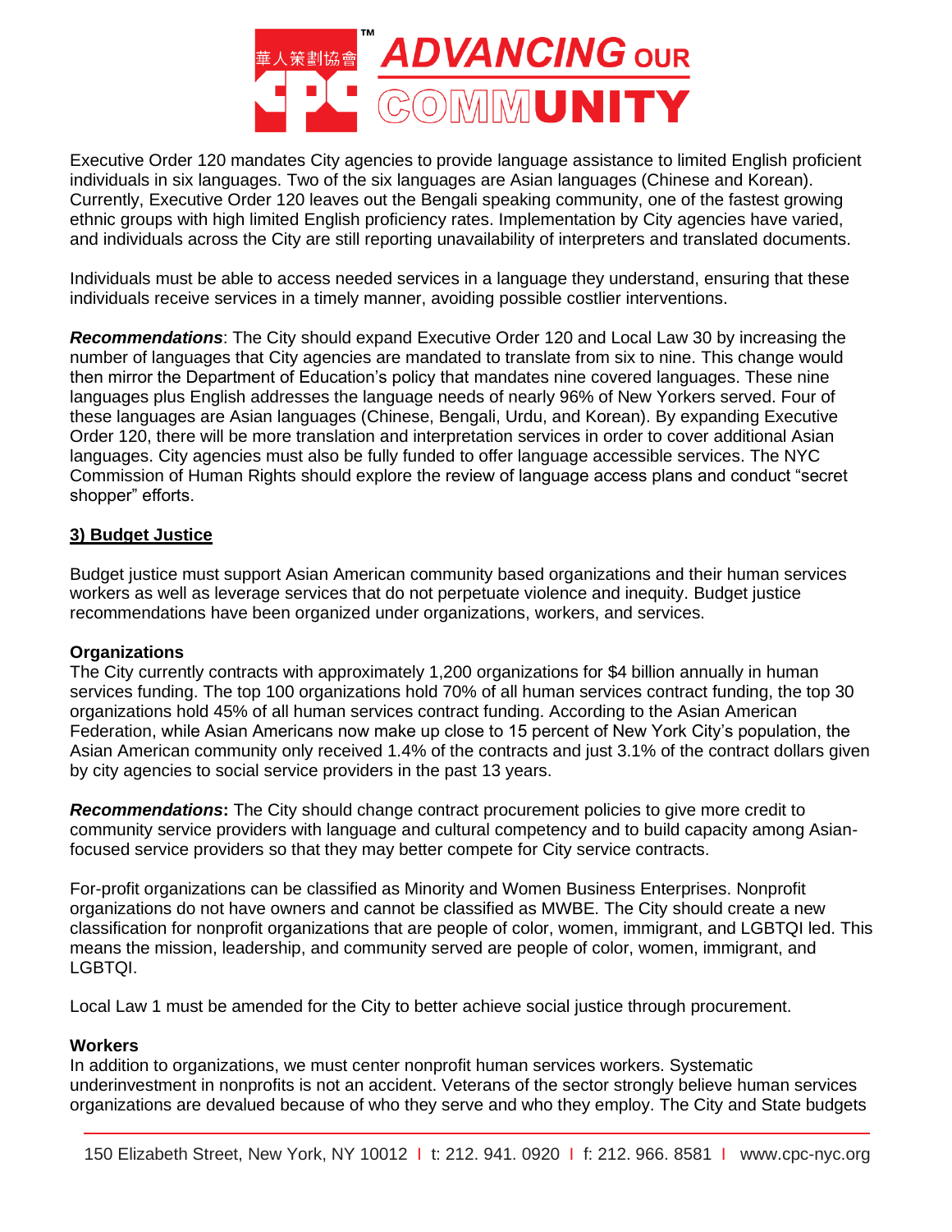Executive Order 120 mandates City agencies to provide language assistance to limited English proficient individuals in six languages. Two of the six languages are Asian languages (Chinese and Korean). Currently, Executive Order 120 leaves out the Bengali speaking community, one of the fastest growing ethnic groups with high limited English proficiency rates. Implementation by City agencies have varied, and individuals across the City are still reporting unavailability of interpreters and translated documents.

Individuals must be able to access needed services in a language they understand, ensuring that these individuals receive services in a timely manner, avoiding possible costlier interventions.

***Recommendations***: The City should expand Executive Order 120 and Local Law 30 by increasing the number of languages that City agencies are mandated to translate from six to nine. This change would then mirror the Department of Education's policy that mandates nine covered languages. These nine languages plus English addresses the language needs of nearly 96% of New Yorkers served. Four of these languages are Asian languages (Chinese, Bengali, Urdu, and Korean). By expanding Executive Order 120, there will be more translation and interpretation services in order to cover additional Asian languages. City agencies must also be fully funded to offer language accessible services. The NYC Commission of Human Rights should explore the review of language access plans and conduct "secret shopper" efforts.

## 3) Budget Justice

Budget justice must support Asian American community based organizations and their human services workers as well as leverage services that do not perpetuate violence and inequity. Budget justice recommendations have been organized under organizations, workers, and services.

### Organizations

The City currently contracts with approximately 1,200 organizations for $4 billion annually in human services funding. The top 100 organizations hold 70% of all human services contract funding, the top 30 organizations hold 45% of all human services contract funding. According to the Asian American Federation, while Asian Americans now make up close to 15 percent of New York City's population, the Asian American community only received 1.4% of the contracts and just 3.1% of the contract dollars given by city agencies to social service providers in the past 13 years.

***Recommendations*****:** The City should change contract procurement policies to give more credit to community service providers with language and cultural competency and to build capacity among Asian-focused service providers so that they may better compete for City service contracts.

For-profit organizations can be classified as Minority and Women Business Enterprises. Nonprofit organizations do not have owners and cannot be classified as MWBE. The City should create a new classification for nonprofit organizations that are people of color, women, immigrant, and LGBTQI led. This means the mission, leadership, and community served are people of color, women, immigrant, and LGBTQI.

Local Law 1 must be amended for the City to better achieve social justice through procurement.

### Workers

In addition to organizations, we must center nonprofit human services workers. Systematic underinvestment in nonprofits is not an accident. Veterans of the sector strongly believe human services organizations are devalued because of who they serve and who they employ. The City and State budgets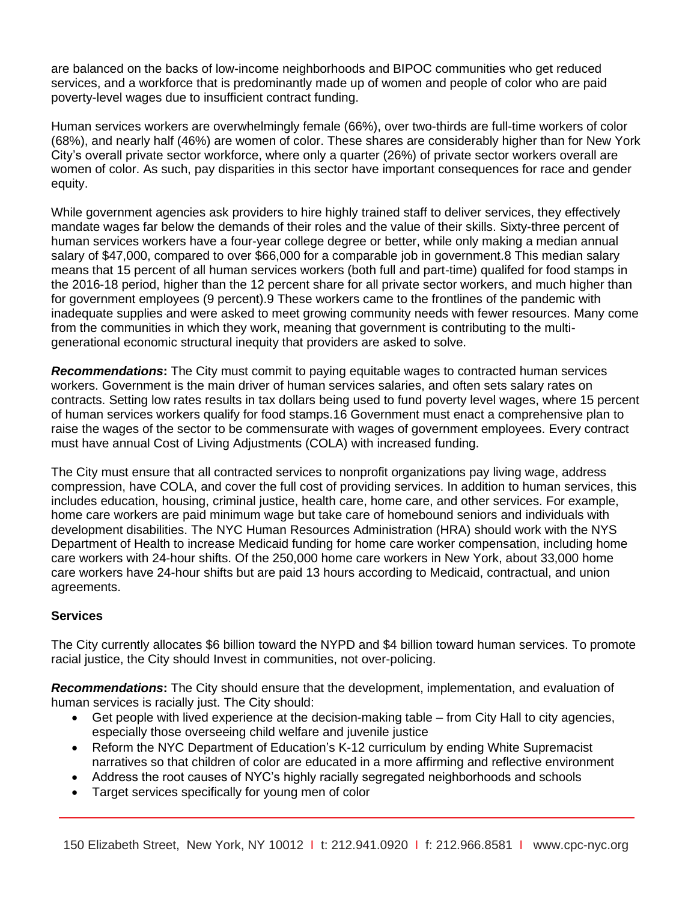are balanced on the backs of low-income neighborhoods and BIPOC communities who get reduced services, and a workforce that is predominantly made up of women and people of color who are paid poverty-level wages due to insufficient contract funding.

Human services workers are overwhelmingly female (66%), over two-thirds are full-time workers of color (68%), and nearly half (46%) are women of color. These shares are considerably higher than for New York City's overall private sector workforce, where only a quarter (26%) of private sector workers overall are women of color. As such, pay disparities in this sector have important consequences for race and gender equity.

While government agencies ask providers to hire highly trained staff to deliver services, they effectively mandate wages far below the demands of their roles and the value of their skills. Sixty-three percent of human services workers have a four-year college degree or better, while only making a median annual salary of $47,000, compared to over $66,000 for a comparable job in government.8 This median salary means that 15 percent of all human services workers (both full and part-time) qualifed for food stamps in the 2016-18 period, higher than the 12 percent share for all private sector workers, and much higher than for government employees (9 percent).9 These workers came to the frontlines of the pandemic with inadequate supplies and were asked to meet growing community needs with fewer resources. Many come from the communities in which they work, meaning that government is contributing to the multi-generational economic structural inequity that providers are asked to solve.

***Recommendations*****:** The City must commit to paying equitable wages to contracted human services workers. Government is the main driver of human services salaries, and often sets salary rates on contracts. Setting low rates results in tax dollars being used to fund poverty level wages, where 15 percent of human services workers qualify for food stamps.16 Government must enact a comprehensive plan to raise the wages of the sector to be commensurate with wages of government employees. Every contract must have annual Cost of Living Adjustments (COLA) with increased funding.

The City must ensure that all contracted services to nonprofit organizations pay living wage, address compression, have COLA, and cover the full cost of providing services. In addition to human services, this includes education, housing, criminal justice, health care, home care, and other services. For example, home care workers are paid minimum wage but take care of homebound seniors and individuals with development disabilities. The NYC Human Resources Administration (HRA) should work with the NYS Department of Health to increase Medicaid funding for home care worker compensation, including home care workers with 24-hour shifts. Of the 250,000 home care workers in New York, about 33,000 home care workers have 24-hour shifts but are paid 13 hours according to Medicaid, contractual, and union agreements.

**Services**

The City currently allocates $6 billion toward the NYPD and $4 billion toward human services. To promote racial justice, the City should Invest in communities, not over-policing.

***Recommendations*****:** The City should ensure that the development, implementation, and evaluation of human services is racially just. The City should:

- Get people with lived experience at the decision-making table – from City Hall to city agencies, especially those overseeing child welfare and juvenile justice
- Reform the NYC Department of Education's K-12 curriculum by ending White Supremacist narratives so that children of color are educated in a more affirming and reflective environment
- Address the root causes of NYC's highly racially segregated neighborhoods and schools
- Target services specifically for young men of color

150 Elizabeth Street, New York, NY 10012 | t: 212.941.0920 | f: 212.966.8581 | www.cpc-nyc.org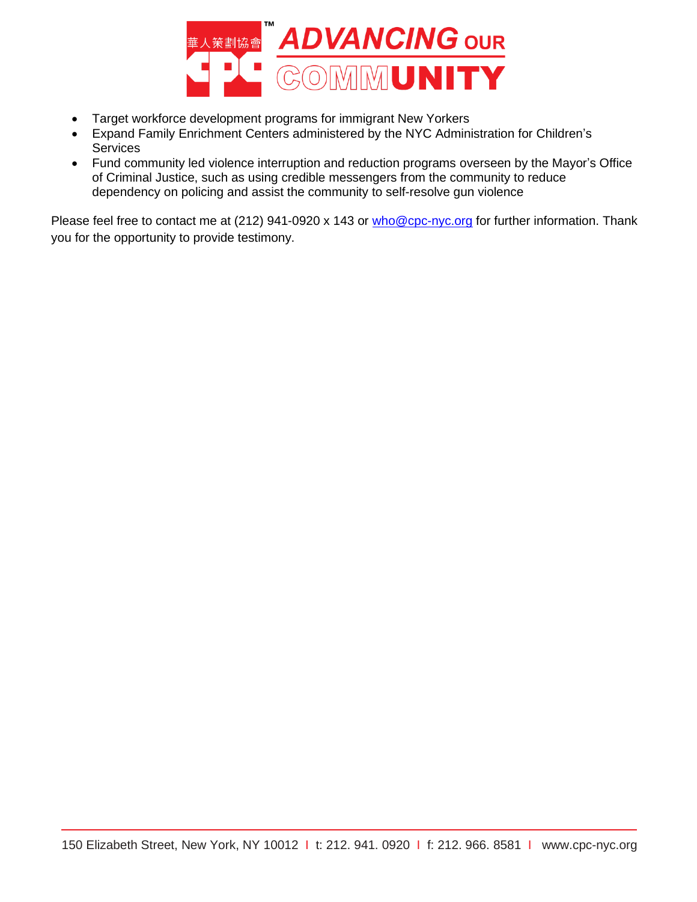- Target workforce development programs for immigrant New Yorkers
- Expand Family Enrichment Centers administered by the NYC Administration for Children's Services
- Fund community led violence interruption and reduction programs overseen by the Mayor's Office of Criminal Justice, such as using credible messengers from the community to reduce dependency on policing and assist the community to self-resolve gun violence

Please feel free to contact me at (212) 941-0920 x 143 or who@cpc-nyc.org for further information. Thank you for the opportunity to provide testimony.